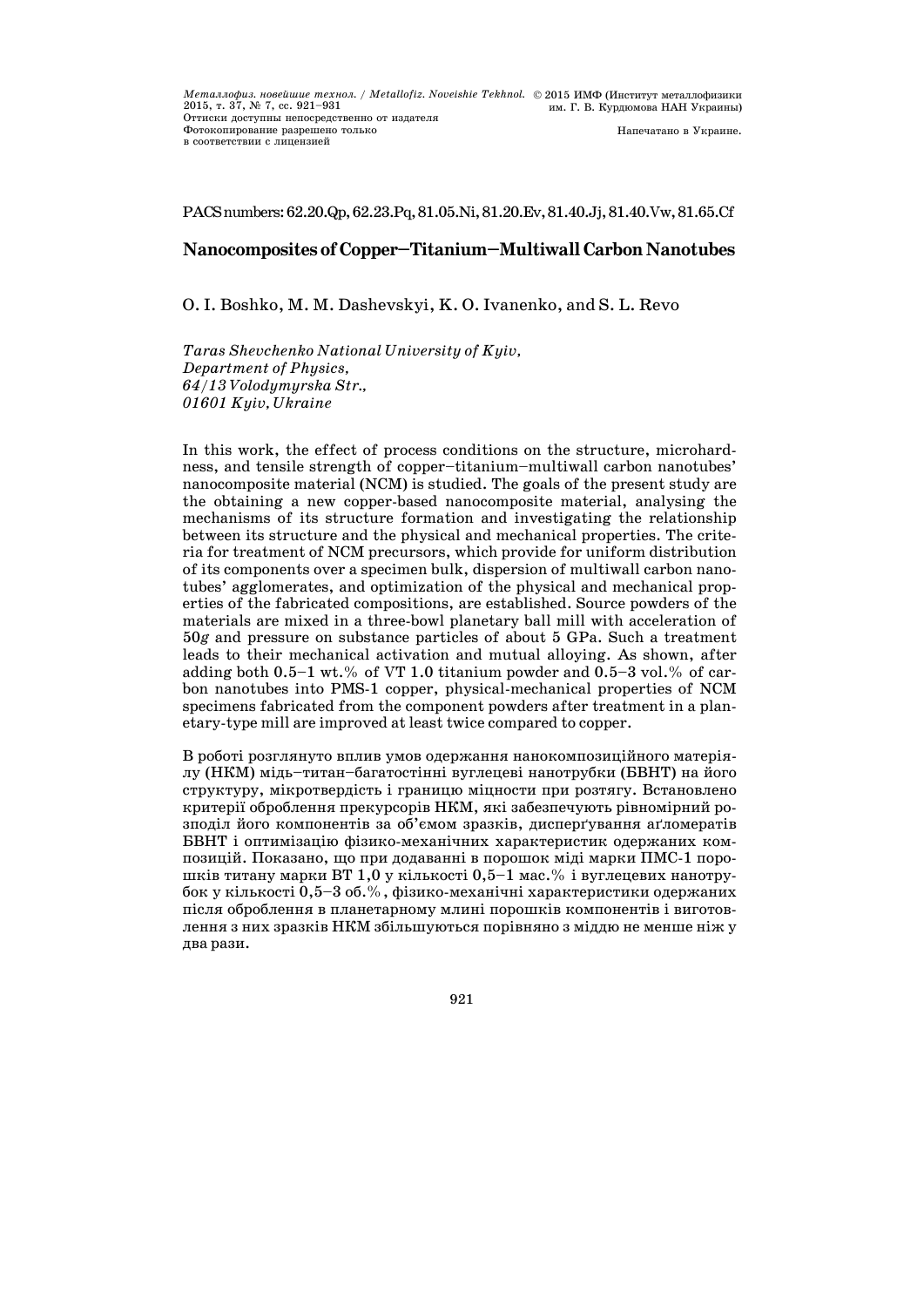PACS numbers: 62.20.Qp, 62.23.Pq, 81.05.Ni, 81.20.Ev, 81.40.Jj, 81.40.Vw, 81.65.Cf

# Nanocomposites of Copper–Titanium–Multiwall Carbon Nanotubes

O. I. Boshko, M. M. Dashevskyi, K. O. Ivanenko, and S. L. Revo

*Taras Shevchenko National University of Kyiv,*
*Department of Physics,*
*64/13 Volodymyrska Str.,*
*01601 Kyiv, Ukraine*

In this work, the effect of process conditions on the structure, microhardness, and tensile strength of copper–titanium–multiwall carbon nanotubes' nanocomposite material (NCM) is studied. The goals of the present study are the obtaining a new copper-based nanocomposite material, analysing the mechanisms of its structure formation and investigating the relationship between its structure and the physical and mechanical properties. The criteria for treatment of NCM precursors, which provide for uniform distribution of its components over a specimen bulk, dispersion of multiwall carbon nanotubes' agglomerates, and optimization of the physical and mechanical properties of the fabricated compositions, are established. Source powders of the materials are mixed in a three-bowl planetary ball mill with acceleration of 50*g* and pressure on substance particles of about 5 GPa. Such a treatment leads to their mechanical activation and mutual alloying. As shown, after adding both 0.5–1 wt.% of VT 1.0 titanium powder and 0.5–3 vol.% of carbon nanotubes into PMS-1 copper, physical-mechanical properties of NCM specimens fabricated from the component powders after treatment in a planetary-type mill are improved at least twice compared to copper.

В роботі розглянуто вплив умов одержання нанокомпозиційного матеріялу (НКМ) мідь–титан–багатостінні вуглецеві нанотрубки (БВНТ) на його структуру, мікротвердість і границю міцности при розтягу. Встановлено критерії оброблення прекурсорів НКМ, які забезпечують рівномірний розподіл його компонентів за об'ємом зразків, дисперґування аґломератів БВНТ і оптимізацію фізико-механічних характеристик одержаних композицій. Показано, що при додаванні в порошок міді марки ПМС-1 порошків титану марки ВТ 1,0 у кількості 0,5–1 мас.% і вуглецевих нанотрубок у кількості 0,5–3 об.%, фізико-механічні характеристики одержаних після оброблення в планетарному млині порошків компонентів і виготовлення з них зразків НКМ збільшуються порівняно з міддю не менше ніж у два рази.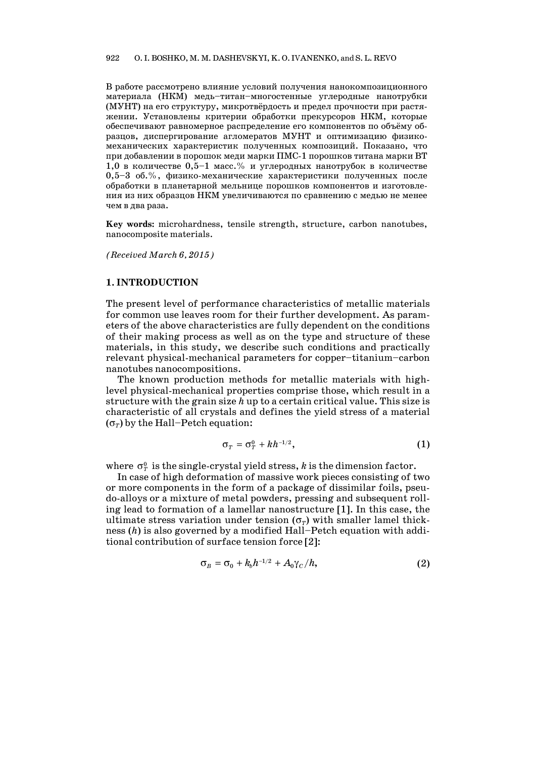В работе рассмотрено влияние условий получения нанокомпозиционного материала (НКМ) медь–титан–многостенные углеродные нанотрубки (МУНТ) на его структуру, микротвёрдость и предел прочности при растяжении. Установлены критерии обработки прекурсоров НКМ, которые обеспечивают равномерное распределение его компонентов по объёму образцов, диспергирование агломератов МУНТ и оптимизацию физико-механических характеристик полученных композиций. Показано, что при добавлении в порошок меди марки ПМС-1 порошков титана марки ВТ 1,0 в количестве 0,5–1 масс.% и углеродных нанотрубок в количестве 0,5–3 об.%, физико-механические характеристики полученных после обработки в планетарной мельнице порошков компонентов и изготовления из них образцов НКМ увеличиваются по сравнению с медью не менее чем в два раза.

**Key words:** microhardness, tensile strength, structure, carbon nanotubes, nanocomposite materials.

*(Received March 6, 2015)*

## 1. INTRODUCTION

The present level of performance characteristics of metallic materials for common use leaves room for their further development. As parameters of the above characteristics are fully dependent on the conditions of their making process as well as on the type and structure of these materials, in this study, we describe such conditions and practically relevant physical-mechanical parameters for copper–titanium–carbon nanotubes nanocompositions.

The known production methods for metallic materials with high-level physical-mechanical properties comprise those, which result in a structure with the grain size $h$ up to a certain critical value. This size is characteristic of all crystals and defines the yield stress of a material ($\sigma_T$) by the Hall–Petch equation:

$$\sigma_T = \sigma_T^0 + kh^{-1/2}, \tag{1}$$

where $\sigma_T^0$ is the single-crystal yield stress, $k$ is the dimension factor.

In case of high deformation of massive work pieces consisting of two or more components in the form of a package of dissimilar foils, pseudo-alloys or a mixture of metal powders, pressing and subsequent rolling lead to formation of a lamellar nanostructure [1]. In this case, the ultimate stress variation under tension ($\sigma_T$) with smaller lamel thickness ($h$) is also governed by a modified Hall–Petch equation with additional contribution of surface tension force [2]:

$$\sigma_B = \sigma_0 + k_b h^{-1/2} + A_0\gamma_C/h, \tag{2}$$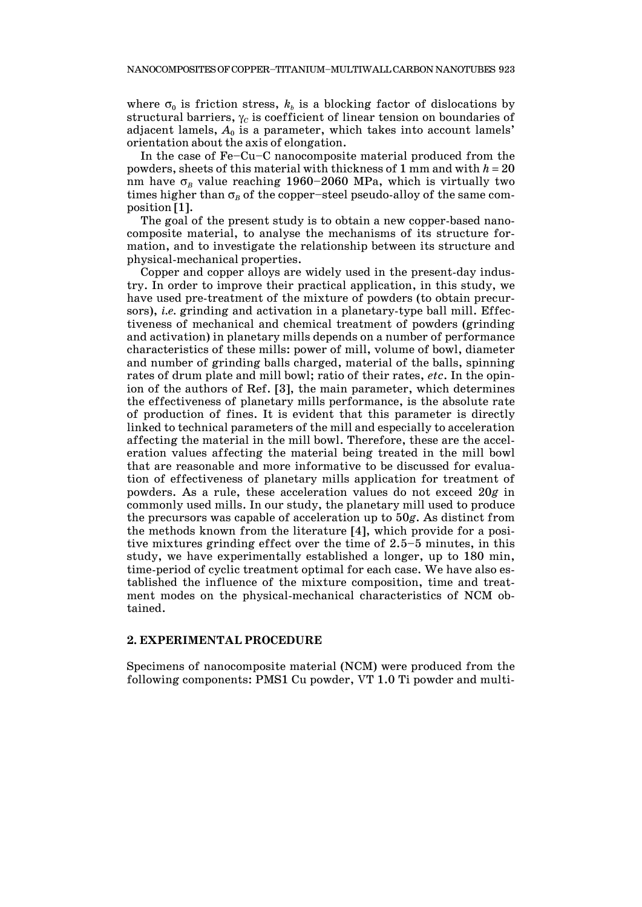where $\sigma_0$ is friction stress, $k_b$ is a blocking factor of dislocations by structural barriers, $\gamma_C$ is coefficient of linear tension on boundaries of adjacent lamels, $A_0$ is a parameter, which takes into account lamels' orientation about the axis of elongation.

In the case of Fe–Cu–C nanocomposite material produced from the powders, sheets of this material with thickness of 1 mm and with $h = 20$ nm have $\sigma_B$ value reaching 1960–2060 MPa, which is virtually two times higher than $\sigma_B$ of the copper–steel pseudo-alloy of the same composition [1].

The goal of the present study is to obtain a new copper-based nanocomposite material, to analyse the mechanisms of its structure formation, and to investigate the relationship between its structure and physical-mechanical properties.

Copper and copper alloys are widely used in the present-day industry. In order to improve their practical application, in this study, we have used pre-treatment of the mixture of powders (to obtain precursors), *i.e.* grinding and activation in a planetary-type ball mill. Effectiveness of mechanical and chemical treatment of powders (grinding and activation) in planetary mills depends on a number of performance characteristics of these mills: power of mill, volume of bowl, diameter and number of grinding balls charged, material of the balls, spinning rates of drum plate and mill bowl; ratio of their rates, *etc*. In the opinion of the authors of Ref. [3], the main parameter, which determines the effectiveness of planetary mills performance, is the absolute rate of production of fines. It is evident that this parameter is directly linked to technical parameters of the mill and especially to acceleration affecting the material in the mill bowl. Therefore, these are the acceleration values affecting the material being treated in the mill bowl that are reasonable and more informative to be discussed for evaluation of effectiveness of planetary mills application for treatment of powders. As a rule, these acceleration values do not exceed $20g$ in commonly used mills. In our study, the planetary mill used to produce the precursors was capable of acceleration up to $50g$. As distinct from the methods known from the literature [4], which provide for a positive mixtures grinding effect over the time of 2.5–5 minutes, in this study, we have experimentally established a longer, up to 180 min, time-period of cyclic treatment optimal for each case. We have also established the influence of the mixture composition, time and treatment modes on the physical-mechanical characteristics of NCM obtained.

## 2. EXPERIMENTAL PROCEDURE

Specimens of nanocomposite material (NCM) were produced from the following components: PMS1 Cu powder, VT 1.0 Ti powder and multi-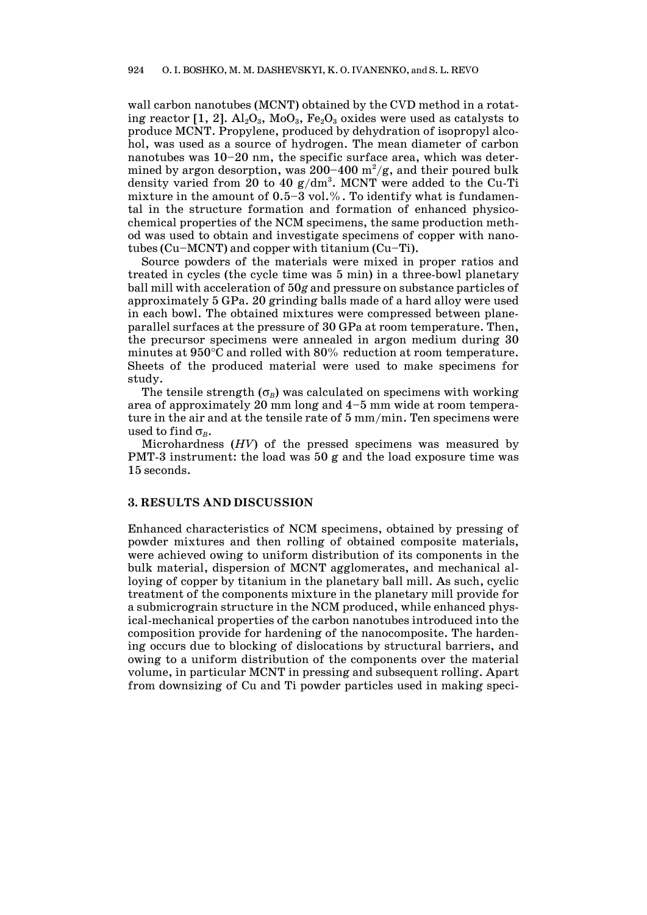wall carbon nanotubes (MCNT) obtained by the CVD method in a rotating reactor [1, 2]. $Al_2O_3$, $MoO_3$, $Fe_2O_3$ oxides were used as catalysts to produce MCNT. Propylene, produced by dehydration of isopropyl alcohol, was used as a source of hydrogen. The mean diameter of carbon nanotubes was 10–20 nm, the specific surface area, which was determined by argon desorption, was 200–400 $m^2/g$, and their poured bulk density varied from 20 to 40 $g/dm^3$. MCNT were added to the Cu-Ti mixture in the amount of 0.5–3 vol.%. To identify what is fundamental in the structure formation and formation of enhanced physicochemical properties of the NCM specimens, the same production method was used to obtain and investigate specimens of copper with nanotubes (Cu–MCNT) and copper with titanium (Cu–Ti).

Source powders of the materials were mixed in proper ratios and treated in cycles (the cycle time was 5 min) in a three-bowl planetary ball mill with acceleration of 50*g* and pressure on substance particles of approximately 5 GPa. 20 grinding balls made of a hard alloy were used in each bowl. The obtained mixtures were compressed between plane-parallel surfaces at the pressure of 30 GPa at room temperature. Then, the precursor specimens were annealed in argon medium during 30 minutes at 950°C and rolled with 80% reduction at room temperature. Sheets of the produced material were used to make specimens for study.

The tensile strength ($\sigma_B$) was calculated on specimens with working area of approximately 20 mm long and 4–5 mm wide at room temperature in the air and at the tensile rate of 5 mm/min. Ten specimens were used to find $\sigma_B$.

Microhardness (*HV*) of the pressed specimens was measured by PMT-3 instrument: the load was 50 g and the load exposure time was 15 seconds.

## 3. RESULTS AND DISCUSSION

Enhanced characteristics of NCM specimens, obtained by pressing of powder mixtures and then rolling of obtained composite materials, were achieved owing to uniform distribution of its components in the bulk material, dispersion of MCNT agglomerates, and mechanical alloying of copper by titanium in the planetary ball mill. As such, cyclic treatment of the components mixture in the planetary mill provide for a submicrograin structure in the NCM produced, while enhanced physical-mechanical properties of the carbon nanotubes introduced into the composition provide for hardening of the nanocomposite. The hardening occurs due to blocking of dislocations by structural barriers, and owing to a uniform distribution of the components over the material volume, in particular MCNT in pressing and subsequent rolling. Apart from downsizing of Cu and Ti powder particles used in making speci-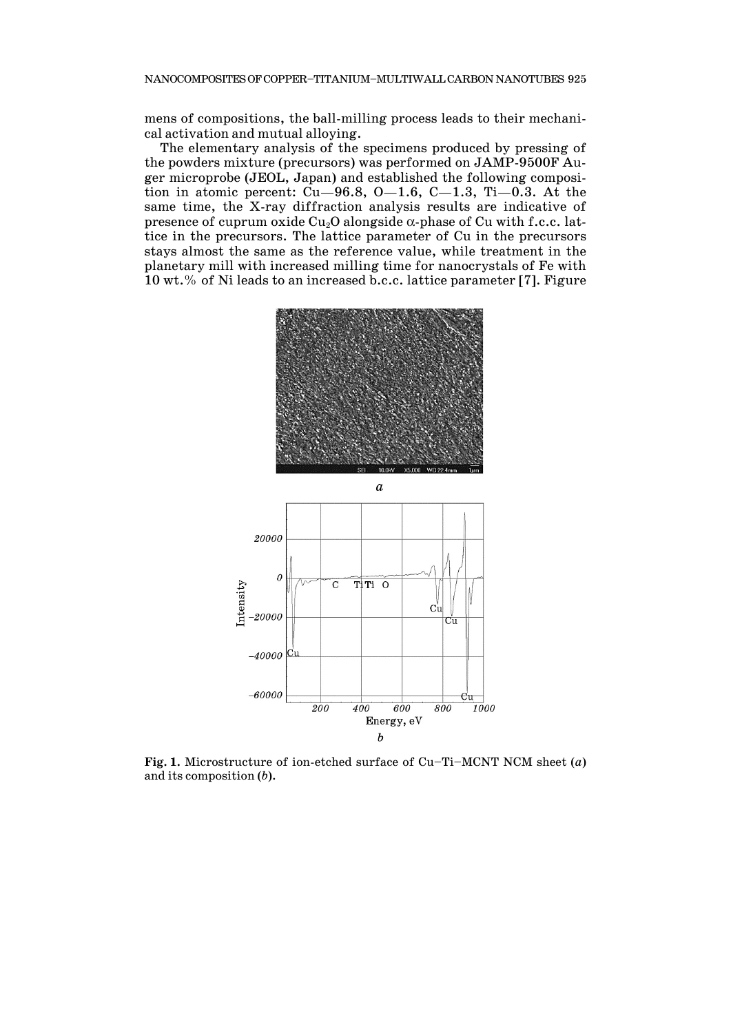mens of compositions, the ball-milling process leads to their mechanical activation and mutual alloying.

The elementary analysis of the specimens produced by pressing of the powders mixture (precursors) was performed on JAMP-9500F Auger microprobe (JEOL, Japan) and established the following composition in atomic percent: Cu—96.8, O—1.6, C—1.3, Ti—0.3. At the same time, the X-ray diffraction analysis results are indicative of presence of cuprum oxide $Cu_2O$ alongside α-phase of Cu with f.c.c. lattice in the precursors. The lattice parameter of Cu in the precursors stays almost the same as the reference value, while treatment in the planetary mill with increased milling time for nanocrystals of Fe with 10 wt.% of Ni leads to an increased b.c.c. lattice parameter [7]. Figure

**Fig. 1.** Microstructure of ion-etched surface of Cu–Ti–MCNT NCM sheet (*a*) and its composition (*b*).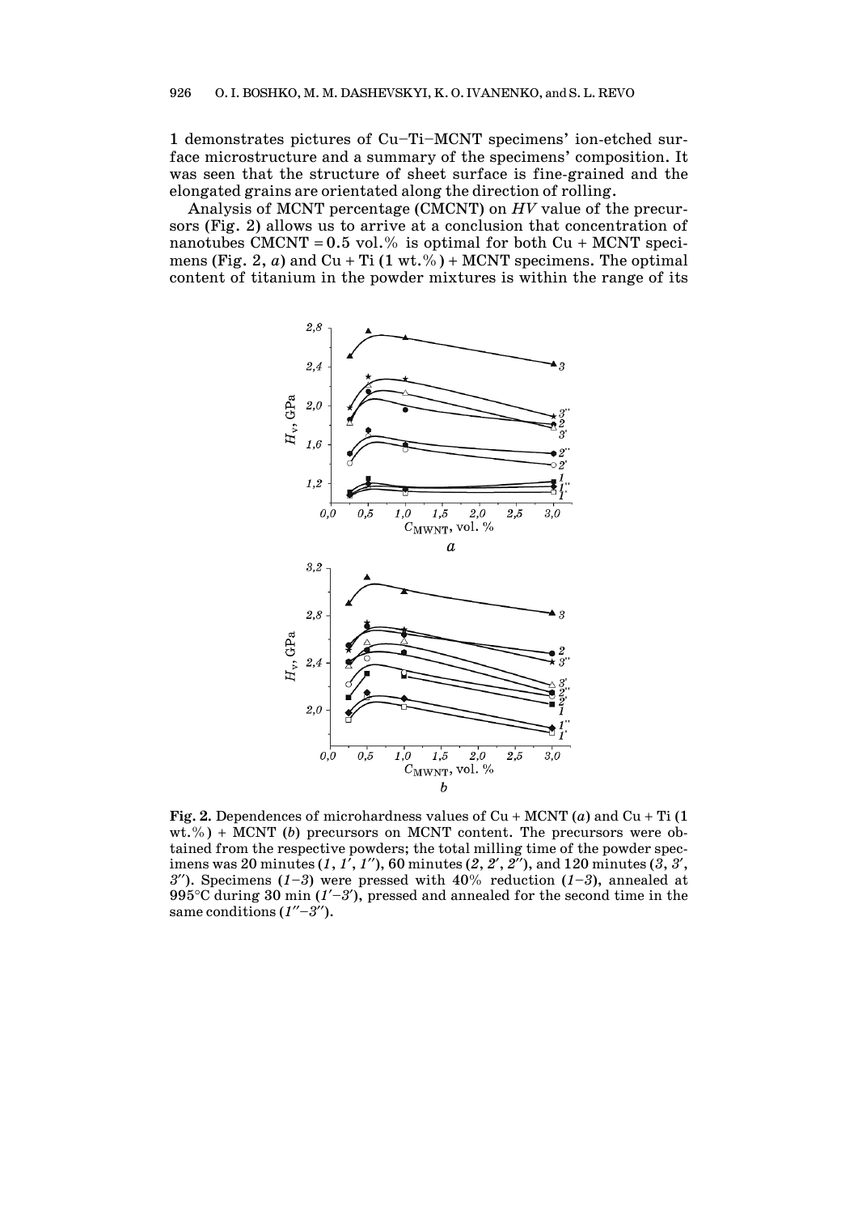1 demonstrates pictures of Cu–Ti–MCNT specimens' ion-etched surface microstructure and a summary of the specimens' composition. It was seen that the structure of sheet surface is fine-grained and the elongated grains are orientated along the direction of rolling.

Analysis of MCNT percentage (CMCNT) on *HV* value of the precursors (Fig. 2) allows us to arrive at a conclusion that concentration of nanotubes CMCNT = 0.5 vol.% is optimal for both Cu + MCNT specimens (Fig. 2, *a*) and Cu + Ti (1 wt.%) + MCNT specimens. The optimal content of titanium in the powder mixtures is within the range of its

**Fig. 2.** Dependences of microhardness values of Cu + MCNT (*a*) and Cu + Ti (1 wt.%) + MCNT (*b*) precursors on MCNT content. The precursors were obtained from the respective powders; the total milling time of the powder specimens was 20 minutes (*1*, *1′*, *1″*), 60 minutes (*2*, *2′*, *2″*), and 120 minutes (*3*, *3′*, *3″*). Specimens (*1*–*3*) were pressed with 40% reduction (*1*–*3*), annealed at 995°C during 30 min (*1′*–*3′*), pressed and annealed for the second time in the same conditions (*1″*–*3″*).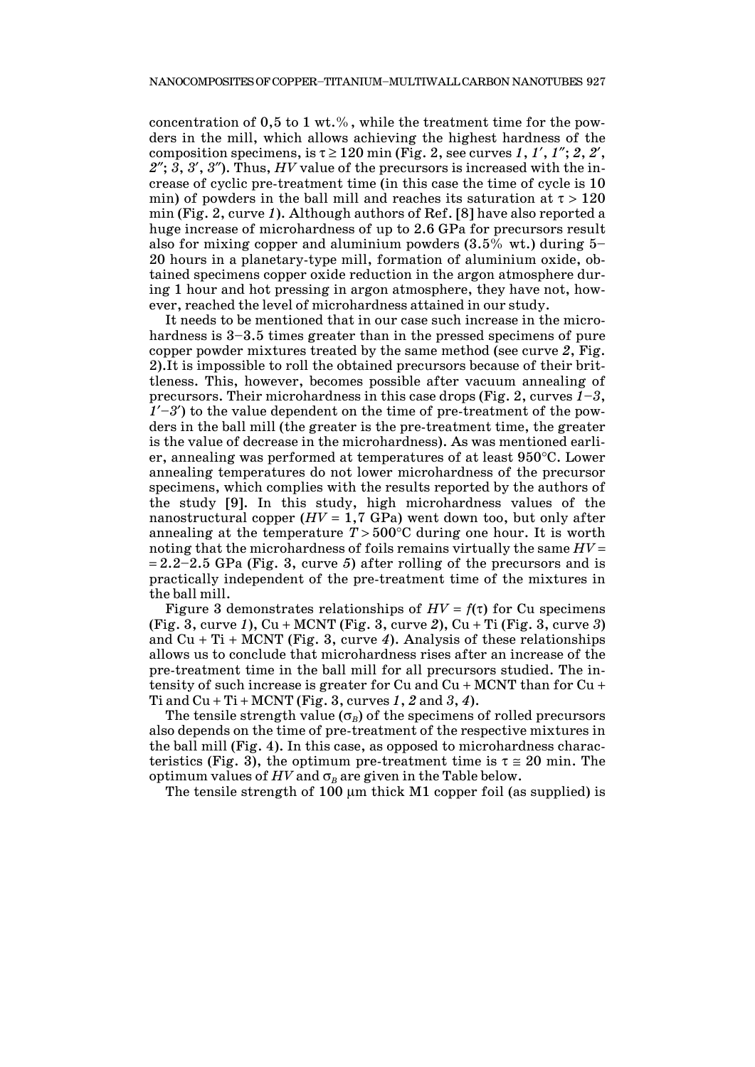concentration of 0,5 to 1 wt.%, while the treatment time for the powders in the mill, which allows achieving the highest hardness of the composition specimens, is $\tau \geq 120$ min (Fig. 2, see curves *1*, *1′*, *1″*; *2*, *2′*, *2″*; *3*, *3′*, *3″*). Thus, *HV* value of the precursors is increased with the increase of cyclic pre-treatment time (in this case the time of cycle is 10 min) of powders in the ball mill and reaches its saturation at $\tau > 120$ min (Fig. 2, curve *1*). Although authors of Ref. [8] have also reported a huge increase of microhardness of up to 2.6 GPa for precursors result also for mixing copper and aluminium powders (3.5% wt.) during 5–20 hours in a planetary-type mill, formation of aluminium oxide, obtained specimens copper oxide reduction in the argon atmosphere during 1 hour and hot pressing in argon atmosphere, they have not, however, reached the level of microhardness attained in our study.

It needs to be mentioned that in our case such increase in the microhardness is 3–3.5 times greater than in the pressed specimens of pure copper powder mixtures treated by the same method (see curve *2*, Fig. 2).It is impossible to roll the obtained precursors because of their brittleness. This, however, becomes possible after vacuum annealing of precursors. Their microhardness in this case drops (Fig. 2, curves *1*–*3*, *1′*–*3′*) to the value dependent on the time of pre-treatment of the powders in the ball mill (the greater is the pre-treatment time, the greater is the value of decrease in the microhardness). As was mentioned earlier, annealing was performed at temperatures of at least 950°C. Lower annealing temperatures do not lower microhardness of the precursor specimens, which complies with the results reported by the authors of the study [9]. In this study, high microhardness values of the nanostructural copper ($HV$ = 1,7 GPa) went down too, but only after annealing at the temperature $T > 500$°C during one hour. It is worth noting that the microhardness of foils remains virtually the same $HV$ = = 2.2–2.5 GPa (Fig. 3, curve *5*) after rolling of the precursors and is practically independent of the pre-treatment time of the mixtures in the ball mill.

Figure 3 demonstrates relationships of $HV = f(\tau)$ for Cu specimens (Fig. 3, curve *1*), Cu + MCNT (Fig. 3, curve *2*), Cu + Ti (Fig. 3, curve *3*) and Cu + Ti + MCNT (Fig. 3, curve *4*). Analysis of these relationships allows us to conclude that microhardness rises after an increase of the pre-treatment time in the ball mill for all precursors studied. The intensity of such increase is greater for Cu and Cu + MCNT than for Cu + Ti and Cu + Ti + MCNT (Fig. 3, curves *1*, *2* and *3*, *4*).

The tensile strength value ($\sigma_B$) of the specimens of rolled precursors also depends on the time of pre-treatment of the respective mixtures in the ball mill (Fig. 4). In this case, as opposed to microhardness characteristics (Fig. 3), the optimum pre-treatment time is $\tau \cong 20$ min. The optimum values of $HV$ and $\sigma_B$ are given in the Table below.

The tensile strength of 100 μm thick M1 copper foil (as supplied) is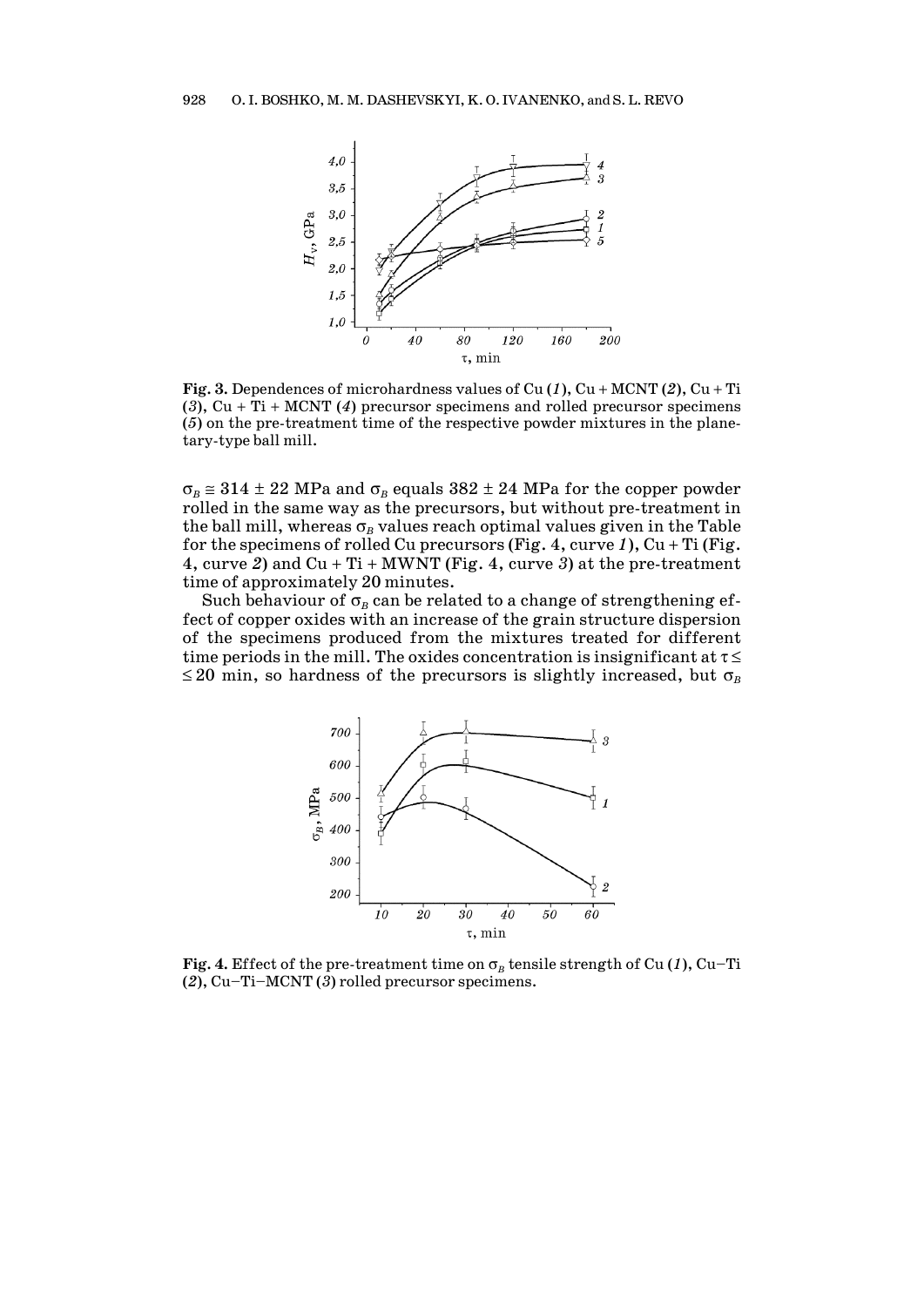**Fig. 3.** Dependences of microhardness values of Cu (*1*), Cu + MCNT (*2*), Cu + Ti (*3*), Cu + Ti + MCNT (*4*) precursor specimens and rolled precursor specimens (*5*) on the pre-treatment time of the respective powder mixtures in the planetary-type ball mill.

$\sigma_B \cong 314 \pm 22$ MPa and $\sigma_B$ equals $382 \pm 24$ MPa for the copper powder rolled in the same way as the precursors, but without pre-treatment in the ball mill, whereas $\sigma_B$ values reach optimal values given in the Table for the specimens of rolled Cu precursors (Fig. 4, curve *1*), Cu + Ti (Fig. 4, curve *2*) and Cu + Ti + MWNT (Fig. 4, curve *3*) at the pre-treatment time of approximately 20 minutes.

Such behaviour of $\sigma_B$ can be related to a change of strengthening effect of copper oxides with an increase of the grain structure dispersion of the specimens produced from the mixtures treated for different time periods in the mill. The oxides concentration is insignificant at $\tau \leq \leq 20$ min, so hardness of the precursors is slightly increased, but $\sigma_B$

**Fig. 4.** Effect of the pre-treatment time on $\sigma_B$ tensile strength of Cu (*1*), Cu–Ti (*2*), Cu–Ti–MCNT (*3*) rolled precursor specimens.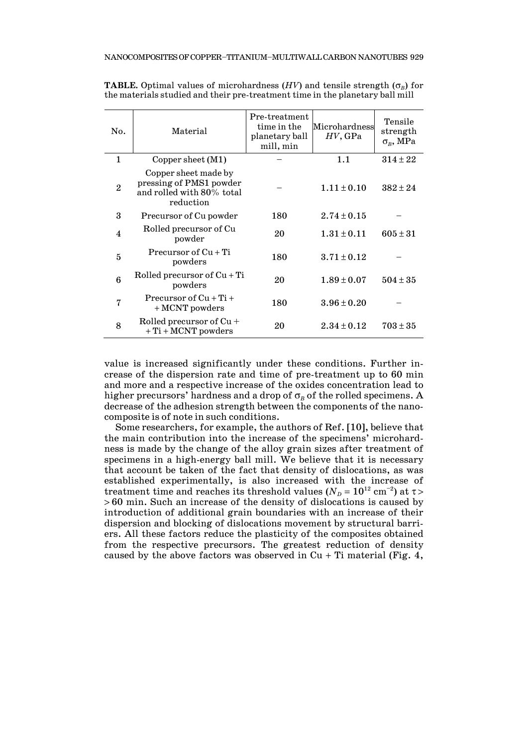**TABLE.** Optimal values of microhardness ($HV$) and tensile strength ($\sigma_B$) for the materials studied and their pre-treatment time in the planetary ball mill

| No. | Material | Pre-treatment time in the planetary ball mill, min | Microhardness $HV$, GPa | Tensile strength $\sigma_B$, MPa |
|---|---|---|---|---|
| 1 | Copper sheet (M1) | – | 1.1 | $314 \pm 22$ |
| 2 | Copper sheet made by pressing of PMS1 powder and rolled with 80% total reduction | – | $1.11 \pm 0.10$ | $382 \pm 24$ |
| 3 | Precursor of Cu powder | 180 | $2.74 \pm 0.15$ | – |
| 4 | Rolled precursor of Cu powder | 20 | $1.31 \pm 0.11$ | $605 \pm 31$ |
| 5 | Precursor of Cu + Ti powders | 180 | $3.71 \pm 0.12$ | – |
| 6 | Rolled precursor of Cu + Ti powders | 20 | $1.89 \pm 0.07$ | $504 \pm 35$ |
| 7 | Precursor of Cu + Ti + + MCNT powders | 180 | $3.96 \pm 0.20$ | – |
| 8 | Rolled precursor of Cu + + Ti + MCNT powders | 20 | $2.34 \pm 0.12$ | $703 \pm 35$ |

value is increased significantly under these conditions. Further increase of the dispersion rate and time of pre-treatment up to 60 min and more and a respective increase of the oxides concentration lead to higher precursors' hardness and a drop of $\sigma_B$ of the rolled specimens. A decrease of the adhesion strength between the components of the nanocomposite is of note in such conditions.

Some researchers, for example, the authors of Ref. [10], believe that the main contribution into the increase of the specimens' microhardness is made by the change of the alloy grain sizes after treatment of specimens in a high-energy ball mill. We believe that it is necessary that account be taken of the fact that density of dislocations, as was established experimentally, is also increased with the increase of treatment time and reaches its threshold values ($N_D = 10^{12}$ cm$^{-2}$) at $\tau > 60$ min. Such an increase of the density of dislocations is caused by introduction of additional grain boundaries with an increase of their dispersion and blocking of dislocations movement by structural barriers. All these factors reduce the plasticity of the composites obtained from the respective precursors. The greatest reduction of density caused by the above factors was observed in Cu + Ti material (Fig. 4,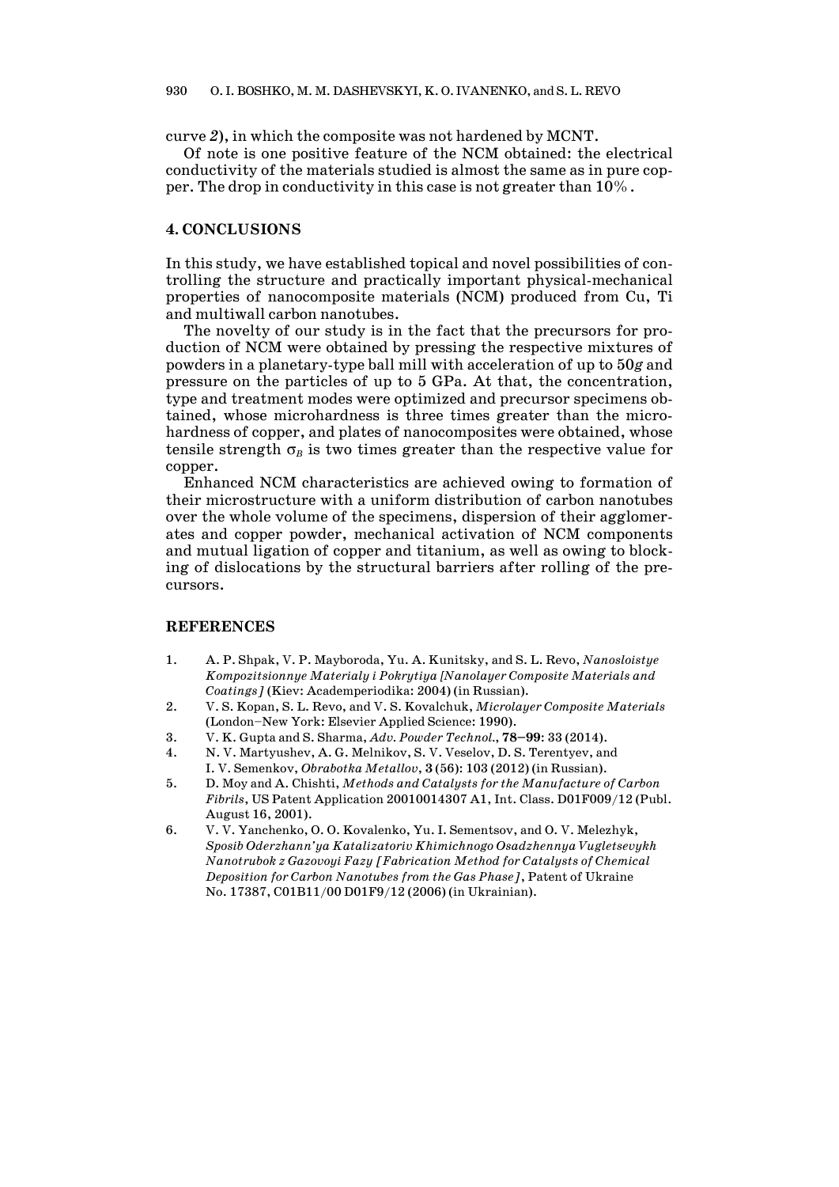curve *2*), in which the composite was not hardened by MCNT.

Of note is one positive feature of the NCM obtained: the electrical conductivity of the materials studied is almost the same as in pure copper. The drop in conductivity in this case is not greater than 10%.

## 4. CONCLUSIONS

In this study, we have established topical and novel possibilities of controlling the structure and practically important physical-mechanical properties of nanocomposite materials (NCM) produced from Cu, Ti and multiwall carbon nanotubes.

The novelty of our study is in the fact that the precursors for production of NCM were obtained by pressing the respective mixtures of powders in a planetary-type ball mill with acceleration of up to 50*g* and pressure on the particles of up to 5 GPa. At that, the concentration, type and treatment modes were optimized and precursor specimens obtained, whose microhardness is three times greater than the microhardness of copper, and plates of nanocomposites were obtained, whose tensile strength $\sigma_B$ is two times greater than the respective value for copper.

Enhanced NCM characteristics are achieved owing to formation of their microstructure with a uniform distribution of carbon nanotubes over the whole volume of the specimens, dispersion of their agglomerates and copper powder, mechanical activation of NCM components and mutual ligation of copper and titanium, as well as owing to blocking of dislocations by the structural barriers after rolling of the precursors.

## REFERENCES

1. A. P. Shpak, V. P. Mayboroda, Yu. A. Kunitsky, and S. L. Revo, *Nanosloistye Kompozitsionnye Materialy i Pokrytiya [Nanolayer Composite Materials and Coatings]* (Kiev: Academperiodika: 2004) (in Russian).
2. V. S. Kopan, S. L. Revo, and V. S. Kovalchuk, *Microlayer Composite Materials* (London–New York: Elsevier Applied Science: 1990).
3. V. K. Gupta and S. Sharma, *Adv. Powder Technol.*, **78–99**: 33 (2014).
4. N. V. Martyushev, A. G. Melnikov, S. V. Veselov, D. S. Terentyev, and I. V. Semenkov, *Obrabotka Metallov*, **3** (56): 103 (2012) (in Russian).
5. D. Moy and A. Chishti, *Methods and Catalysts for the Manufacture of Carbon Fibrils*, US Patent Application 20010014307 A1, Int. Class. D01F009/12 (Publ. August 16, 2001).
6. V. V. Yanchenko, O. O. Kovalenko, Yu. I. Sementsov, and O. V. Melezhyk, *Sposib Oderzhann'ya Katalizatoriv Khimichnogo Osadzhennya Vugletsevykh Nanotrubok z Gazovoyi Fazy [Fabrication Method for Catalysts of Chemical Deposition for Carbon Nanotubes from the Gas Phase]*, Patent of Ukraine No. 17387, C01B11/00 D01F9/12 (2006) (in Ukrainian).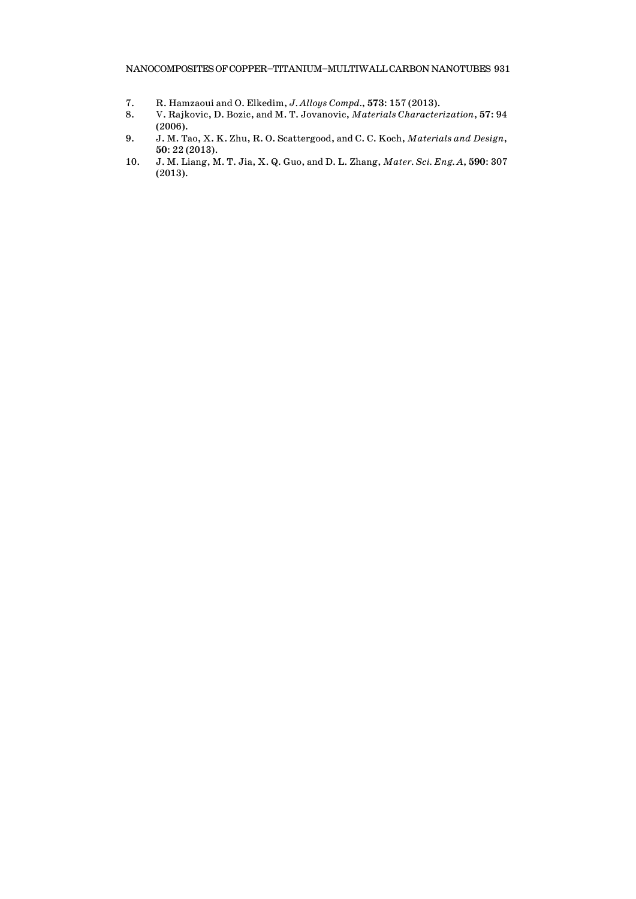7. R. Hamzaoui and O. Elkedim, *J. Alloys Compd.*, **573**: 157 (2013).
8. V. Rajkovic, D. Bozic, and M. T. Jovanovic, *Materials Characterization*, **57**: 94 (2006).
9. J. M. Tao, X. K. Zhu, R. O. Scattergood, and C. C. Koch, *Materials and Design*, **50**: 22 (2013).
10. J. M. Liang, M. T. Jia, X. Q. Guo, and D. L. Zhang, *Mater. Sci. Eng. A*, **590**: 307 (2013).